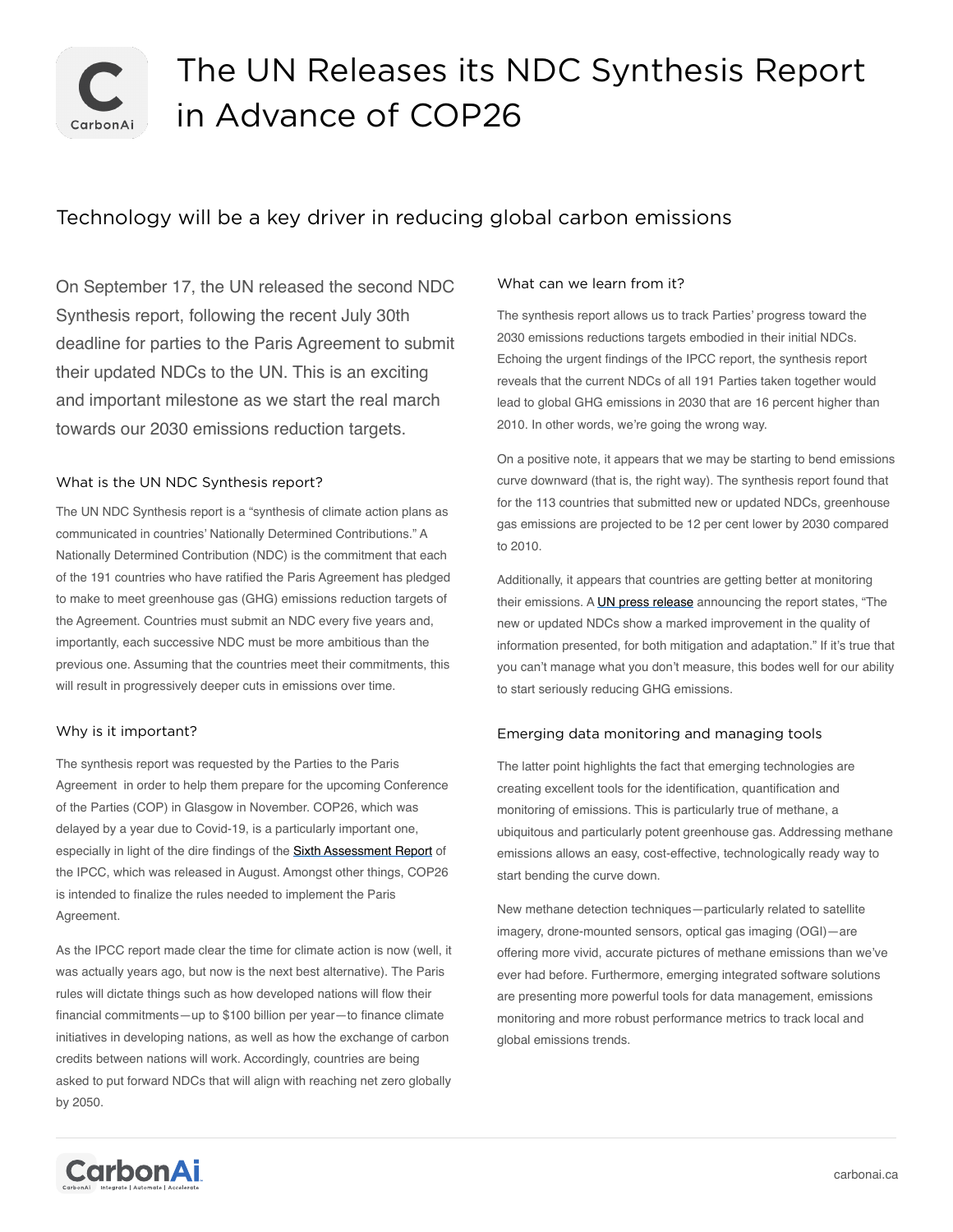# The UN Releases its NDC Synthesis Report in Advance of COP26

## Technology will be a key driver in reducing global carbon emissions

On September 17, the UN released the second NDC Synthesis report, following the recent July 30th deadline for parties to the Paris Agreement to submit their updated NDCs to the UN. This is an exciting and important milestone as we start the real march towards our 2030 emissions reduction targets.

### What is the UN NDC Synthesis report?

The UN NDC Synthesis report is a "synthesis of climate action plans as communicated in countries' Nationally Determined Contributions." A Nationally Determined Contribution (NDC) is the commitment that each of the 191 countries who have ratified the Paris Agreement has pledged to make to meet greenhouse gas (GHG) emissions reduction targets of the Agreement. Countries must submit an NDC every five years and, importantly, each successive NDC must be more ambitious than the previous one. Assuming that the countries meet their commitments, this will result in progressively deeper cuts in emissions over time.

### Why is it important?

The synthesis report was requested by the Parties to the Paris Agreement in order to help them prepare for the upcoming Conference of the Parties (COP) in Glasgow in November. COP26, which was delayed by a year due to Covid-19, is a particularly important one, especially in light of the dire findings of the Sixth Assessment Report of the IPCC, which was released in August. Amongst other things, COP26 is intended to finalize the rules needed to implement the Paris Agreement.

As the IPCC report made clear the time for climate action is now (well, it was actually years ago, but now is the next best alternative). The Paris rules will dictate things such as how developed nations will flow their financial commitments—up to $100 billion per year—to finance climate initiatives in developing nations, as well as how the exchange of carbon credits between nations will work. Accordingly, countries are being asked to put forward NDCs that will align with reaching net zero globally by 2050.

### What can we learn from it?

The synthesis report allows us to track Parties' progress toward the 2030 emissions reductions targets embodied in their initial NDCs. Echoing the urgent findings of the IPCC report, the synthesis report reveals that the current NDCs of all 191 Parties taken together would lead to global GHG emissions in 2030 that are 16 percent higher than 2010. In other words, we're going the wrong way.

On a positive note, it appears that we may be starting to bend emissions curve downward (that is, the right way). The synthesis report found that for the 113 countries that submitted new or updated NDCs, greenhouse gas emissions are projected to be 12 per cent lower by 2030 compared to 2010.

Additionally, it appears that countries are getting better at monitoring their emissions. A UN press release announcing the report states, "The new or updated NDCs show a marked improvement in the quality of information presented, for both mitigation and adaptation." If it's true that you can't manage what you don't measure, this bodes well for our ability to start seriously reducing GHG emissions.

### Emerging data monitoring and managing tools

The latter point highlights the fact that emerging technologies are creating excellent tools for the identification, quantification and monitoring of emissions. This is particularly true of methane, a ubiquitous and particularly potent greenhouse gas. Addressing methane emissions allows an easy, cost-effective, technologically ready way to start bending the curve down.

New methane detection techniques—particularly related to satellite imagery, drone-mounted sensors, optical gas imaging (OGI)—are offering more vivid, accurate pictures of methane emissions than we've ever had before. Furthermore, emerging integrated software solutions are presenting more powerful tools for data management, emissions monitoring and more robust performance metrics to track local and global emissions trends.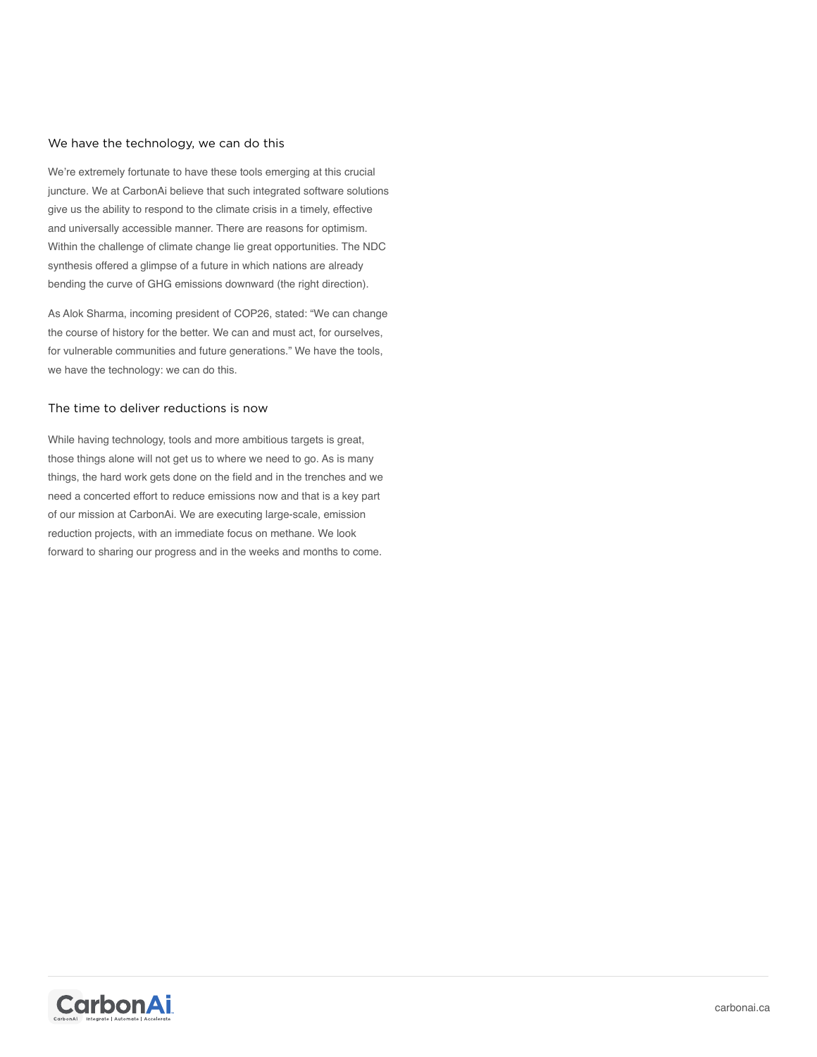## We have the technology, we can do this

We're extremely fortunate to have these tools emerging at this crucial juncture. We at CarbonAi believe that such integrated software solutions give us the ability to respond to the climate crisis in a timely, effective and universally accessible manner. There are reasons for optimism. Within the challenge of climate change lie great opportunities. The NDC synthesis offered a glimpse of a future in which nations are already bending the curve of GHG emissions downward (the right direction).

As Alok Sharma, incoming president of COP26, stated: "We can change the course of history for the better. We can and must act, for ourselves, for vulnerable communities and future generations." We have the tools, we have the technology: we can do this.

## The time to deliver reductions is now

While having technology, tools and more ambitious targets is great, those things alone will not get us to where we need to go. As is many things, the hard work gets done on the field and in the trenches and we need a concerted effort to reduce emissions now and that is a key part of our mission at CarbonAi. We are executing large-scale, emission reduction projects, with an immediate focus on methane. We look forward to sharing our progress and in the weeks and months to come.